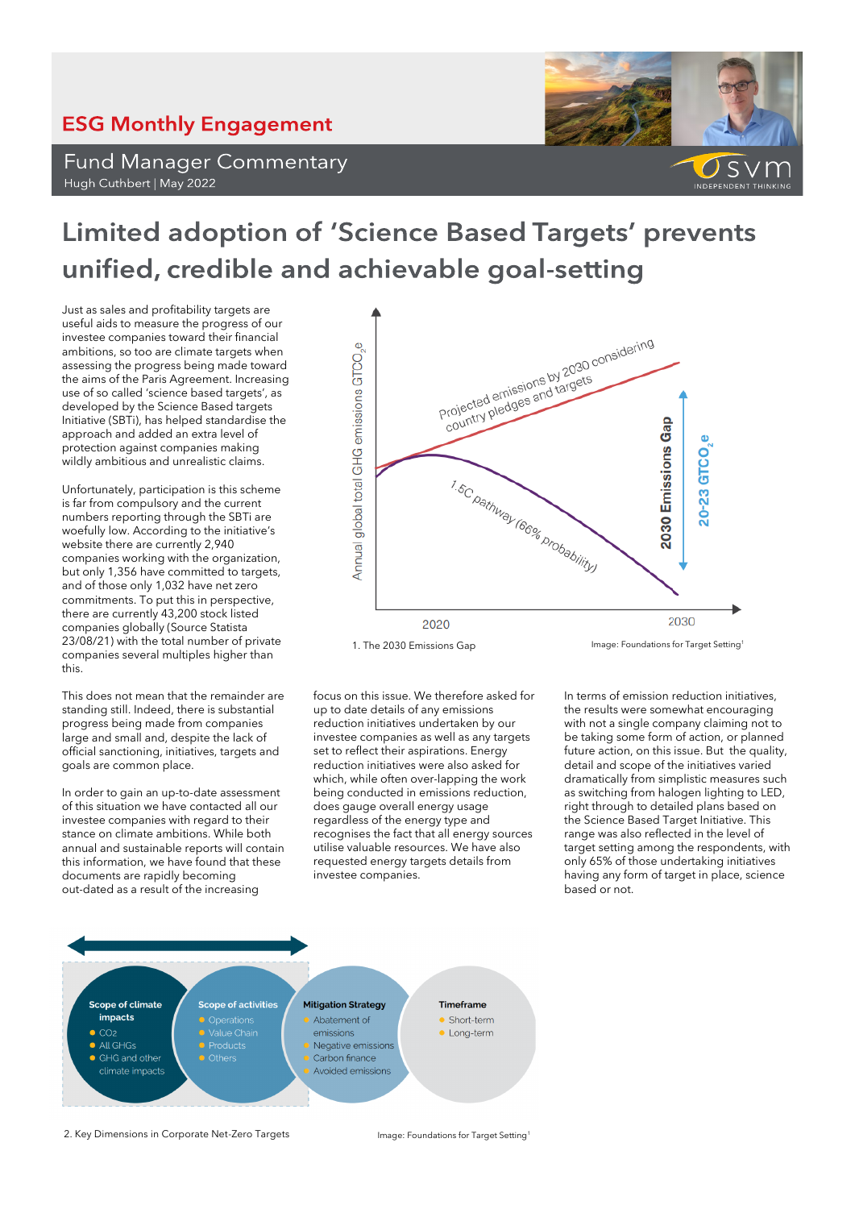# ESG Monthly Engagement

## Fund Manager Commentary

Hugh Cuthbert | May 2022

# Limited adoption of 'Science Based Targets' prevents unified, credible and achievable goal-setting

Just as sales and profitability targets are useful aids to measure the progress of our investee companies toward their financial ambitions, so too are climate targets when assessing the progress being made toward the aims of the Paris Agreement. Increasing use of so called 'science based targets', as developed by the Science Based targets Initiative (SBTi), has helped standardise the approach and added an extra level of protection against companies making wildly ambitious and unrealistic claims.

Unfortunately, participation is this scheme is far from compulsory and the current numbers reporting through the SBTi are woefully low. According to the initiative's website there are currently 2,940 companies working with the organization, but only 1,356 have committed to targets, and of those only 1,032 have net zero commitments. To put this in perspective, there are currently 43,200 stock listed companies globally (Source Statista 23/08/21) with the total number of private companies several multiples higher than this.

Annual global total GHG emissions $GTCO_2e$

Projected emissions by 2030 considering country pledges and targets

1.5C pathway (66% probability)

2030 Emissions Gap

20-23 $GTCO_2e$

2020 | 2030

1. The 2030 Emissions Gap

Image: Foundations for Target Setting[1]

This does not mean that the remainder are standing still. Indeed, there is substantial progress being made from companies large and small and, despite the lack of official sanctioning, initiatives, targets and goals are common place.

In order to gain an up-to-date assessment of this situation we have contacted all our investee companies with regard to their stance on climate ambitions. While both annual and sustainable reports will contain this information, we have found that these documents are rapidly becoming out-dated as a result of the increasing focus on this issue. We therefore asked for up to date details of any emissions reduction initiatives undertaken by our investee companies as well as any targets set to reflect their aspirations. Energy reduction initiatives were also asked for which, while often over-lapping the work being conducted in emissions reduction, does gauge overall energy usage regardless of the energy type and recognises the fact that all energy sources utilise valuable resources. We have also requested energy targets details from investee companies.

In terms of emission reduction initiatives, the results were somewhat encouraging with not a single company claiming not to be taking some form of action, or planned future action, on this issue. But the quality, detail and scope of the initiatives varied dramatically from simplistic measures such as switching from halogen lighting to LED, right through to detailed plans based on the Science Based Target Initiative. This range was also reflected in the level of target setting among the respondents, with only 65% of those undertaking initiatives having any form of target in place, science based or not.

**Scope of climate impacts**
- $CO_2$
- All GHGs
- GHG and other climate impacts

**Scope of activities**
- Operations
- Value Chain
- Products
- Others

**Mitigation Strategy**
- Abatement of emissions
- Negative emissions
- Carbon finance
- Avoided emissions

**Timeframe**
- Short-term
- Long-term

2. Key Dimensions in Corporate Net-Zero Targets

Image: Foundations for Target Setting[1]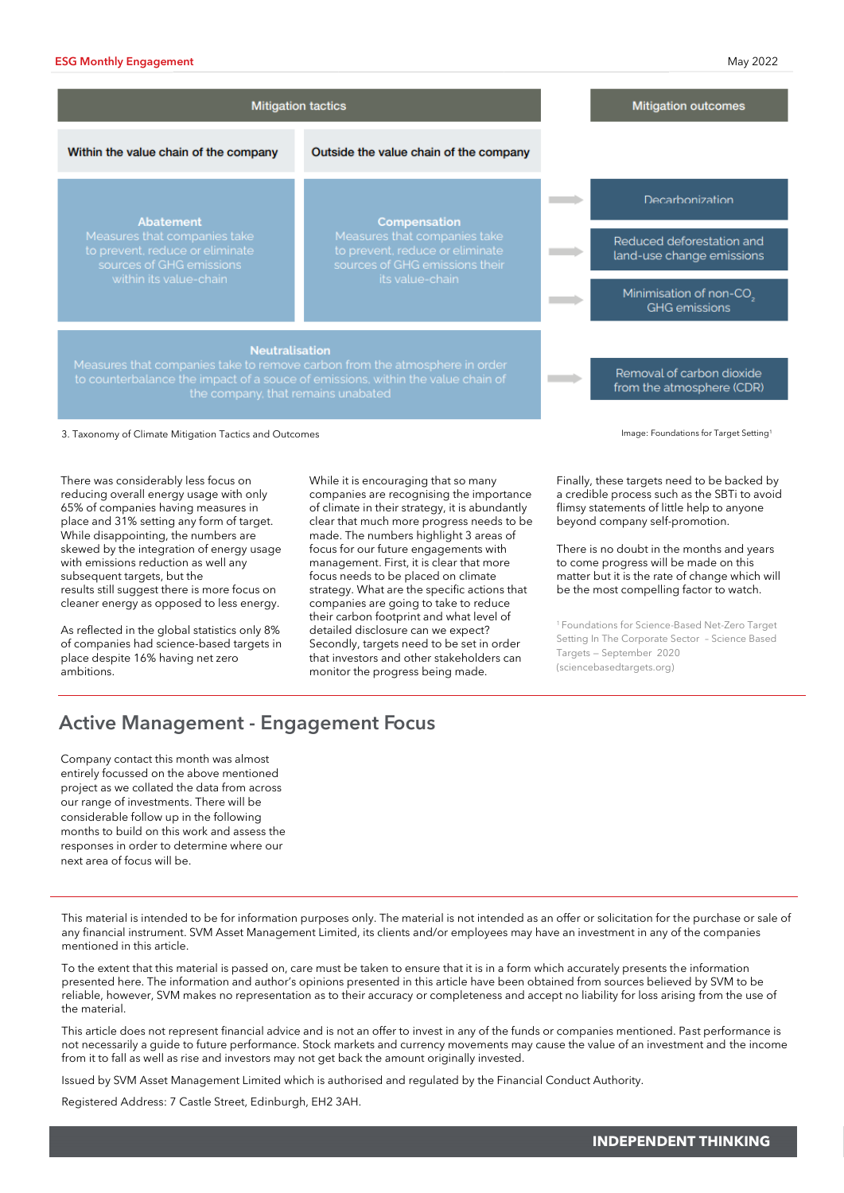| Mitigation tactics | | Mitigation outcomes |
| --- | --- | --- |
| Within the value chain of the company | Outside the value chain of the company | |
| **Abatement** Measures that companies take to prevent, reduce or eliminate sources of GHG emissions within its value-chain | **Compensation** Measures that companies take to prevent, reduce or eliminate sources of GHG emissions their its value-chain | Decarbonization |
| | | Reduced deforestation and land-use change emissions |
| | | Minimisation of non-$CO_2$ GHG emissions |
| **Neutralisation** Measures that companies take to remove carbon from the atmosphere in order to counterbalance the impact of a souce of emissions, within the value chain of the company, that remains unabated | | Removal of carbon dioxide from the atmosphere (CDR) |

3. Taxonomy of Climate Mitigation Tactics and Outcomes

Image: Foundations for Target Setting[1]

There was considerably less focus on reducing overall energy usage with only 65% of companies having measures in place and 31% setting any form of target. While disappointing, the numbers are skewed by the integration of energy usage with emissions reduction as well any subsequent targets, but the results still suggest there is more focus on cleaner energy as opposed to less energy.

As reflected in the global statistics only 8% of companies had science-based targets in place despite 16% having net zero ambitions.

While it is encouraging that so many companies are recognising the importance of climate in their strategy, it is abundantly clear that much more progress needs to be made. The numbers highlight 3 areas of focus for our future engagements with management. First, it is clear that more focus needs to be placed on climate strategy. What are the specific actions that companies are going to take to reduce their carbon footprint and what level of detailed disclosure can we expect? Secondly, targets need to be set in order that investors and other stakeholders can monitor the progress being made.

Finally, these targets need to be backed by a credible process such as the SBTi to avoid flimsy statements of little help to anyone beyond company self-promotion.

There is no doubt in the months and years to come progress will be made on this matter but it is the rate of change which will be the most compelling factor to watch.

[1] Foundations for Science-Based Net-Zero Target Setting In The Corporate Sector – Science Based Targets – September 2020 (sciencebasedtargets.org)

## Active Management - Engagement Focus

Company contact this month was almost entirely focussed on the above mentioned project as we collated the data from across our range of investments. There will be considerable follow up in the following months to build on this work and assess the responses in order to determine where our next area of focus will be.

This material is intended to be for information purposes only. The material is not intended as an offer or solicitation for the purchase or sale of any financial instrument. SVM Asset Management Limited, its clients and/or employees may have an investment in any of the companies mentioned in this article.

To the extent that this material is passed on, care must be taken to ensure that it is in a form which accurately presents the information presented here. The information and author's opinions presented in this article have been obtained from sources believed by SVM to be reliable, however, SVM makes no representation as to their accuracy or completeness and accept no liability for loss arising from the use of the material.

This article does not represent financial advice and is not an offer to invest in any of the funds or companies mentioned. Past performance is not necessarily a guide to future performance. Stock markets and currency movements may cause the value of an investment and the income from it to fall as well as rise and investors may not get back the amount originally invested.

Issued by SVM Asset Management Limited which is authorised and regulated by the Financial Conduct Authority.

Registered Address: 7 Castle Street, Edinburgh, EH2 3AH.